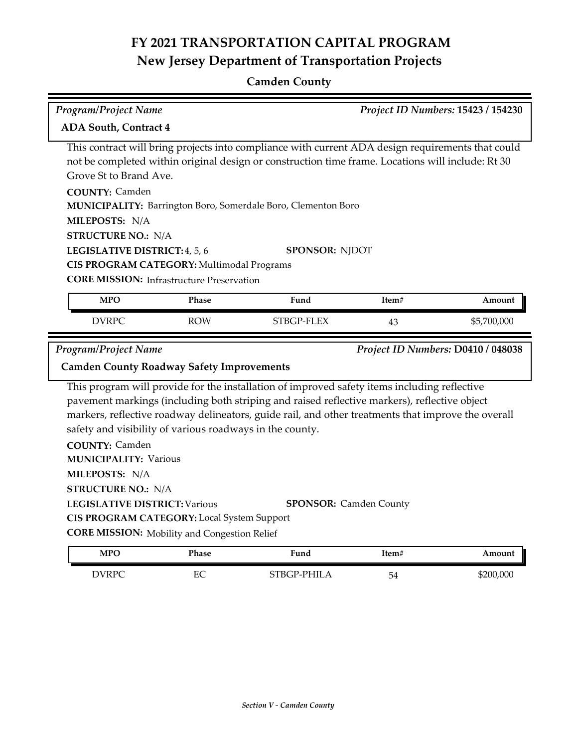# FY 2021 TRANSPORTATION CAPITAL PROGRAM

## New Jersey Department of Transportation Projects

### Camden County

*Program/Project Name* *Project ID Numbers:* **15423 / 154230**

**ADA South, Contract 4**

This contract will bring projects into compliance with current ADA design requirements that could not be completed within original design or construction time frame. Locations will include: Rt 30 Grove St to Brand Ave.

**COUNTY:** Camden

**MUNICIPALITY:** Barrington Boro, Somerdale Boro, Clementon Boro

**MILEPOSTS:** N/A

**STRUCTURE NO.:** N/A

**LEGISLATIVE DISTRICT:** 4, 5, 6 **SPONSOR:** NJDOT

**CIS PROGRAM CATEGORY:** Multimodal Programs

**CORE MISSION:** Infrastructure Preservation

| MPO | Phase | Fund | Item# | Amount |
|---|---|---|---|---|
| DVRPC | ROW | STBGP-FLEX | 43 | $5,700,000 |

*Program/Project Name* *Project ID Numbers:* **D0410 / 048038**

**Camden County Roadway Safety Improvements**

This program will provide for the installation of improved safety items including reflective pavement markings (including both striping and raised reflective markers), reflective object markers, reflective roadway delineators, guide rail, and other treatments that improve the overall safety and visibility of various roadways in the county.

**COUNTY:** Camden

**MUNICIPALITY:** Various

**MILEPOSTS:** N/A

**STRUCTURE NO.:** N/A

**LEGISLATIVE DISTRICT:** Various **SPONSOR:** Camden County

**CIS PROGRAM CATEGORY:** Local System Support

**CORE MISSION:** Mobility and Congestion Relief

| MPO | Phase | Fund | Item# | Amount |
|---|---|---|---|---|
| DVRPC | EC | STBGP-PHILA | 54 | $200,000 |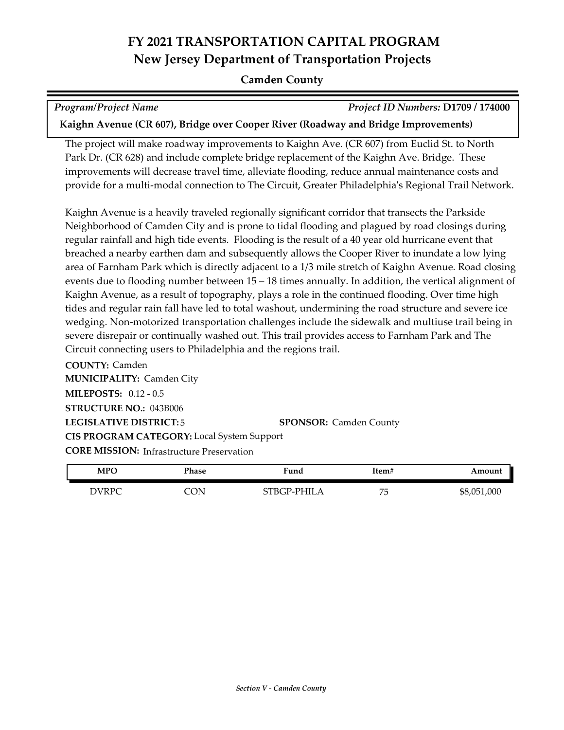# FY 2021 TRANSPORTATION CAPITAL PROGRAM
## New Jersey Department of Transportation Projects

### Camden County

*Program/Project Name* | *Project ID Numbers:* **D1709 / 174000**

**Kaighn Avenue (CR 607), Bridge over Cooper River (Roadway and Bridge Improvements)**

The project will make roadway improvements to Kaighn Ave. (CR 607) from Euclid St. to North Park Dr. (CR 628) and include complete bridge replacement of the Kaighn Ave. Bridge. These improvements will decrease travel time, alleviate flooding, reduce annual maintenance costs and provide for a multi-modal connection to The Circuit, Greater Philadelphia's Regional Trail Network.

Kaighn Avenue is a heavily traveled regionally significant corridor that transects the Parkside Neighborhood of Camden City and is prone to tidal flooding and plagued by road closings during regular rainfall and high tide events. Flooding is the result of a 40 year old hurricane event that breached a nearby earthen dam and subsequently allows the Cooper River to inundate a low lying area of Farnham Park which is directly adjacent to a 1/3 mile stretch of Kaighn Avenue. Road closing events due to flooding number between 15 – 18 times annually. In addition, the vertical alignment of Kaighn Avenue, as a result of topography, plays a role in the continued flooding. Over time high tides and regular rain fall have led to total washout, undermining the road structure and severe ice wedging. Non-motorized transportation challenges include the sidewalk and multiuse trail being in severe disrepair or continually washed out. This trail provides access to Farnham Park and The Circuit connecting users to Philadelphia and the regions trail.

**COUNTY:** Camden
**MUNICIPALITY:** Camden City
**MILEPOSTS:** 0.12 - 0.5
**STRUCTURE NO.:** 043B006
**LEGISLATIVE DISTRICT:** 5 **SPONSOR:** Camden County
**CIS PROGRAM CATEGORY:** Local System Support
**CORE MISSION:** Infrastructure Preservation

| MPO | Phase | Fund | Item# | Amount |
|---|---|---|---|---|
| DVRPC | CON | STBGP-PHILA | 75 | $8,051,000 |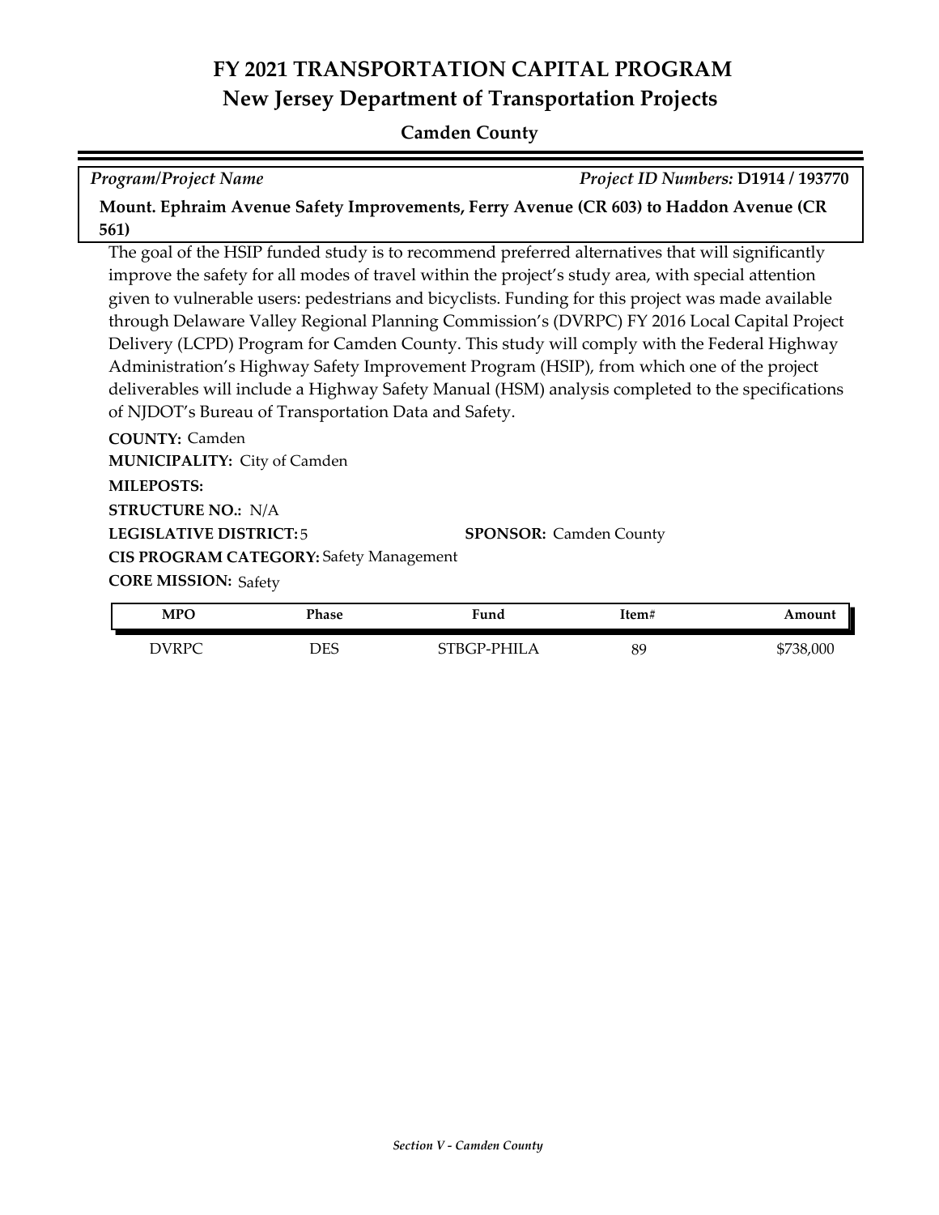# FY 2021 TRANSPORTATION CAPITAL PROGRAM
## New Jersey Department of Transportation Projects

### Camden County

*Program/Project Name* *Project ID Numbers:* **D1914 / 193770**

**Mount. Ephraim Avenue Safety Improvements, Ferry Avenue (CR 603) to Haddon Avenue (CR 561)**

The goal of the HSIP funded study is to recommend preferred alternatives that will significantly improve the safety for all modes of travel within the project's study area, with special attention given to vulnerable users: pedestrians and bicyclists. Funding for this project was made available through Delaware Valley Regional Planning Commission's (DVRPC) FY 2016 Local Capital Project Delivery (LCPD) Program for Camden County. This study will comply with the Federal Highway Administration's Highway Safety Improvement Program (HSIP), from which one of the project deliverables will include a Highway Safety Manual (HSM) analysis completed to the specifications of NJDOT's Bureau of Transportation Data and Safety.

**COUNTY:** Camden
**MUNICIPALITY:** City of Camden
**MILEPOSTS:**
**STRUCTURE NO.:** N/A
**LEGISLATIVE DISTRICT:** 5
**SPONSOR:** Camden County
**CIS PROGRAM CATEGORY:** Safety Management
**CORE MISSION:** Safety

| MPO | Phase | Fund | Item# | Amount |
|---|---|---|---|---|
| DVRPC | DES | STBGP-PHILA | 89 | $738,000 |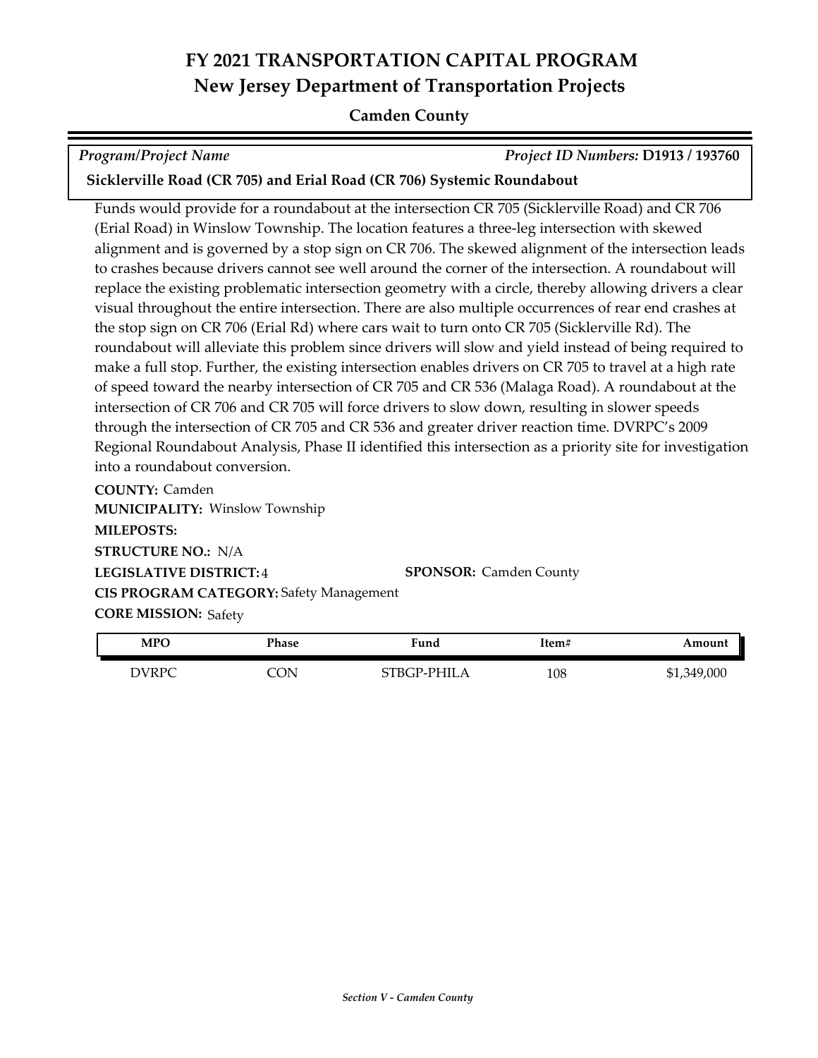# FY 2021 TRANSPORTATION CAPITAL PROGRAM

## New Jersey Department of Transportation Projects

### Camden County

| *Program/Project Name* | *Project ID Numbers:* **D1913 / 193760** |
|---|---|
| **Sicklerville Road (CR 705) and Erial Road (CR 706) Systemic Roundabout** | |

Funds would provide for a roundabout at the intersection CR 705 (Sicklerville Road) and CR 706 (Erial Road) in Winslow Township. The location features a three-leg intersection with skewed alignment and is governed by a stop sign on CR 706. The skewed alignment of the intersection leads to crashes because drivers cannot see well around the corner of the intersection. A roundabout will replace the existing problematic intersection geometry with a circle, thereby allowing drivers a clear visual throughout the entire intersection. There are also multiple occurrences of rear end crashes at the stop sign on CR 706 (Erial Rd) where cars wait to turn onto CR 705 (Sicklerville Rd). The roundabout will alleviate this problem since drivers will slow and yield instead of being required to make a full stop. Further, the existing intersection enables drivers on CR 705 to travel at a high rate of speed toward the nearby intersection of CR 705 and CR 536 (Malaga Road). A roundabout at the intersection of CR 706 and CR 705 will force drivers to slow down, resulting in slower speeds through the intersection of CR 705 and CR 536 and greater driver reaction time. DVRPC's 2009 Regional Roundabout Analysis, Phase II identified this intersection as a priority site for investigation into a roundabout conversion.

**COUNTY:** Camden
**MUNICIPALITY:** Winslow Township
**MILEPOSTS:**
**STRUCTURE NO.:** N/A
**LEGISLATIVE DISTRICT:** 4
**SPONSOR:** Camden County
**CIS PROGRAM CATEGORY:** Safety Management
**CORE MISSION:** Safety

| MPO | Phase | Fund | Item# | Amount |
|---|---|---|---|---|
| DVRPC | CON | STBGP-PHILA | 108 | $1,349,000 |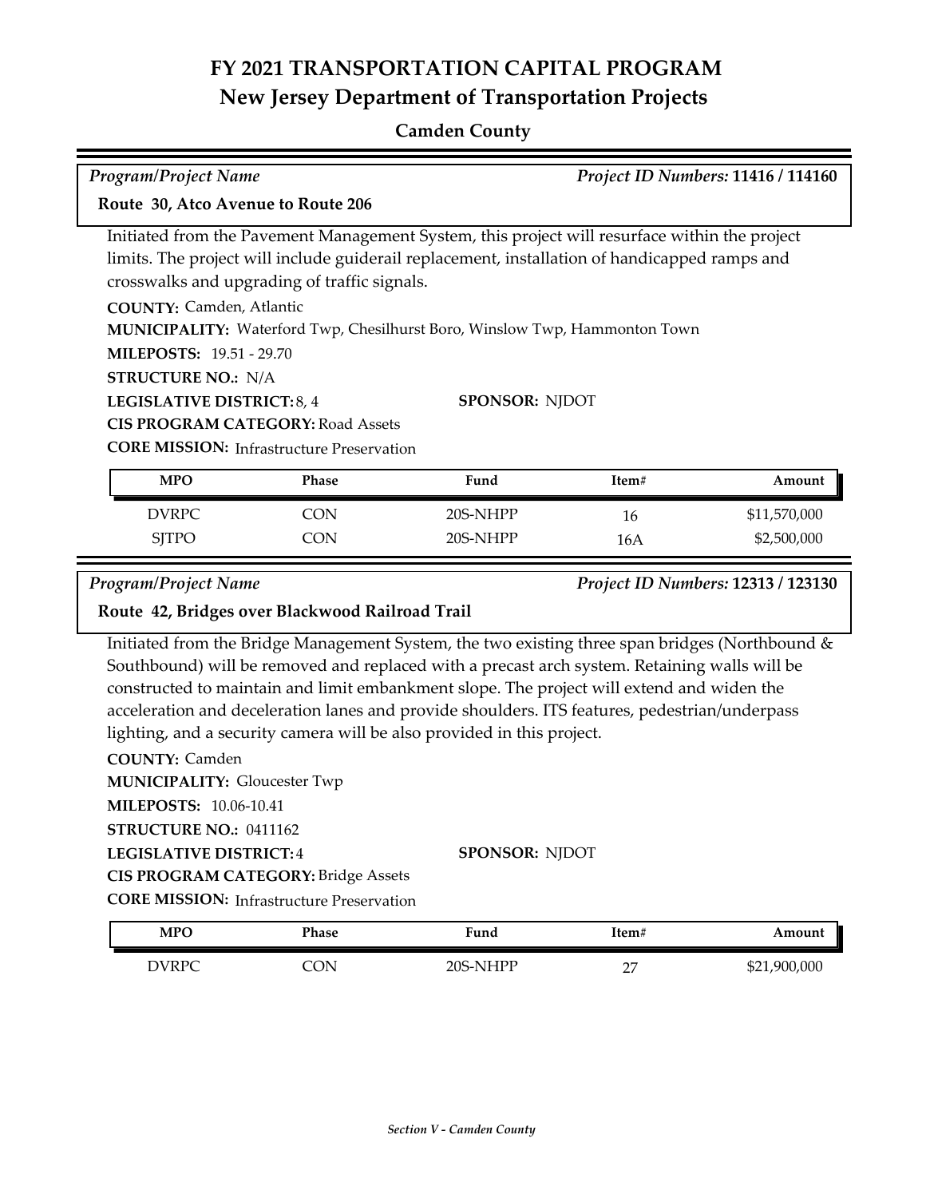# FY 2021 TRANSPORTATION CAPITAL PROGRAM
## New Jersey Department of Transportation Projects

### Camden County

*Program/Project Name* | *Project ID Numbers:* **11416 / 114160**

**Route 30, Atco Avenue to Route 206**

Initiated from the Pavement Management System, this project will resurface within the project limits. The project will include guiderail replacement, installation of handicapped ramps and crosswalks and upgrading of traffic signals.

**COUNTY:** Camden, Atlantic

**MUNICIPALITY:** Waterford Twp, Chesilhurst Boro, Winslow Twp, Hammonton Town

**MILEPOSTS:** 19.51 - 29.70

**STRUCTURE NO.:** N/A

**LEGISLATIVE DISTRICT:** 8, 4

**SPONSOR:** NJDOT

**CIS PROGRAM CATEGORY:** Road Assets

**CORE MISSION:** Infrastructure Preservation

| MPO | Phase | Fund | Item# | Amount |
|---|---|---|---|---|
| DVRPC | CON | 20S-NHPP | 16 | $11,570,000 |
| SJTPO | CON | 20S-NHPP | 16A | $2,500,000 |

*Program/Project Name* | *Project ID Numbers:* **12313 / 123130**

**Route 42, Bridges over Blackwood Railroad Trail**

Initiated from the Bridge Management System, the two existing three span bridges (Northbound & Southbound) will be removed and replaced with a precast arch system. Retaining walls will be constructed to maintain and limit embankment slope. The project will extend and widen the acceleration and deceleration lanes and provide shoulders. ITS features, pedestrian/underpass lighting, and a security camera will be also provided in this project.

**COUNTY:** Camden

**MUNICIPALITY:** Gloucester Twp

**MILEPOSTS:** 10.06-10.41

**STRUCTURE NO.:** 0411162

**LEGISLATIVE DISTRICT:** 4

**SPONSOR:** NJDOT

**CIS PROGRAM CATEGORY:** Bridge Assets

**CORE MISSION:** Infrastructure Preservation

| MPO | Phase | Fund | Item# | Amount |
|---|---|---|---|---|
| DVRPC | CON | 20S-NHPP | 27 | $21,900,000 |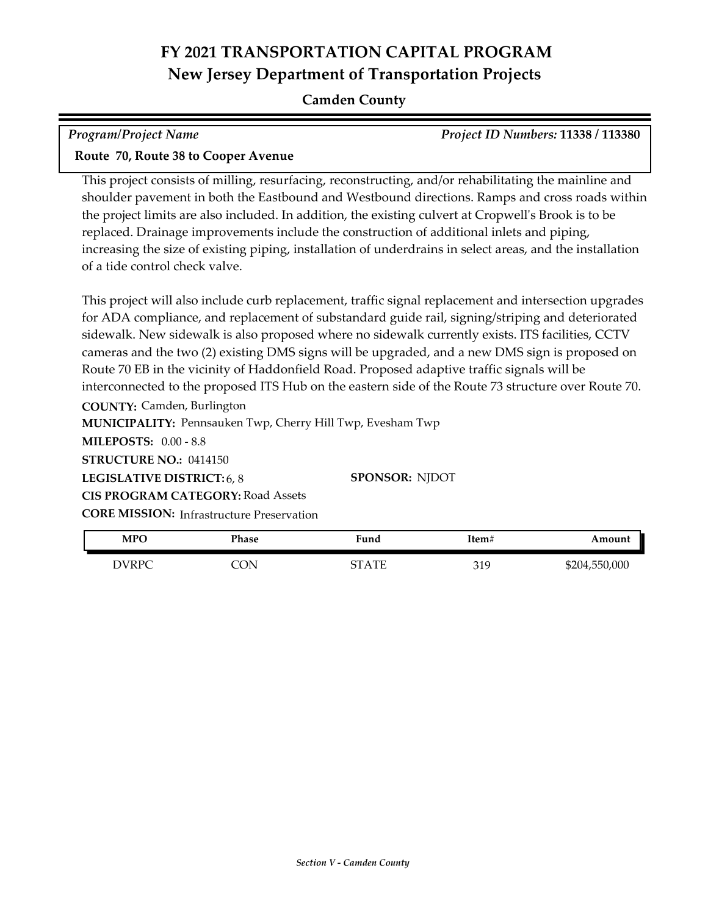# FY 2021 TRANSPORTATION CAPITAL PROGRAM
## New Jersey Department of Transportation Projects

### Camden County

*Program/Project Name* *Project ID Numbers:* **11338 / 113380**

**Route 70, Route 38 to Cooper Avenue**

This project consists of milling, resurfacing, reconstructing, and/or rehabilitating the mainline and shoulder pavement in both the Eastbound and Westbound directions. Ramps and cross roads within the project limits are also included. In addition, the existing culvert at Cropwell's Brook is to be replaced. Drainage improvements include the construction of additional inlets and piping, increasing the size of existing piping, installation of underdrains in select areas, and the installation of a tide control check valve.

This project will also include curb replacement, traffic signal replacement and intersection upgrades for ADA compliance, and replacement of substandard guide rail, signing/striping and deteriorated sidewalk. New sidewalk is also proposed where no sidewalk currently exists. ITS facilities, CCTV cameras and the two (2) existing DMS signs will be upgraded, and a new DMS sign is proposed on Route 70 EB in the vicinity of Haddonfield Road. Proposed adaptive traffic signals will be interconnected to the proposed ITS Hub on the eastern side of the Route 73 structure over Route 70.

**COUNTY:** Camden, Burlington
**MUNICIPALITY:** Pennsauken Twp, Cherry Hill Twp, Evesham Twp
**MILEPOSTS:** 0.00 - 8.8
**STRUCTURE NO.:** 0414150
**LEGISLATIVE DISTRICT:** 6, 8
**SPONSOR:** NJDOT
**CIS PROGRAM CATEGORY:** Road Assets
**CORE MISSION:** Infrastructure Preservation

| MPO | Phase | Fund | Item# | Amount |
|---|---|---|---|---|
| DVRPC | CON | STATE | 319 | $204,550,000 |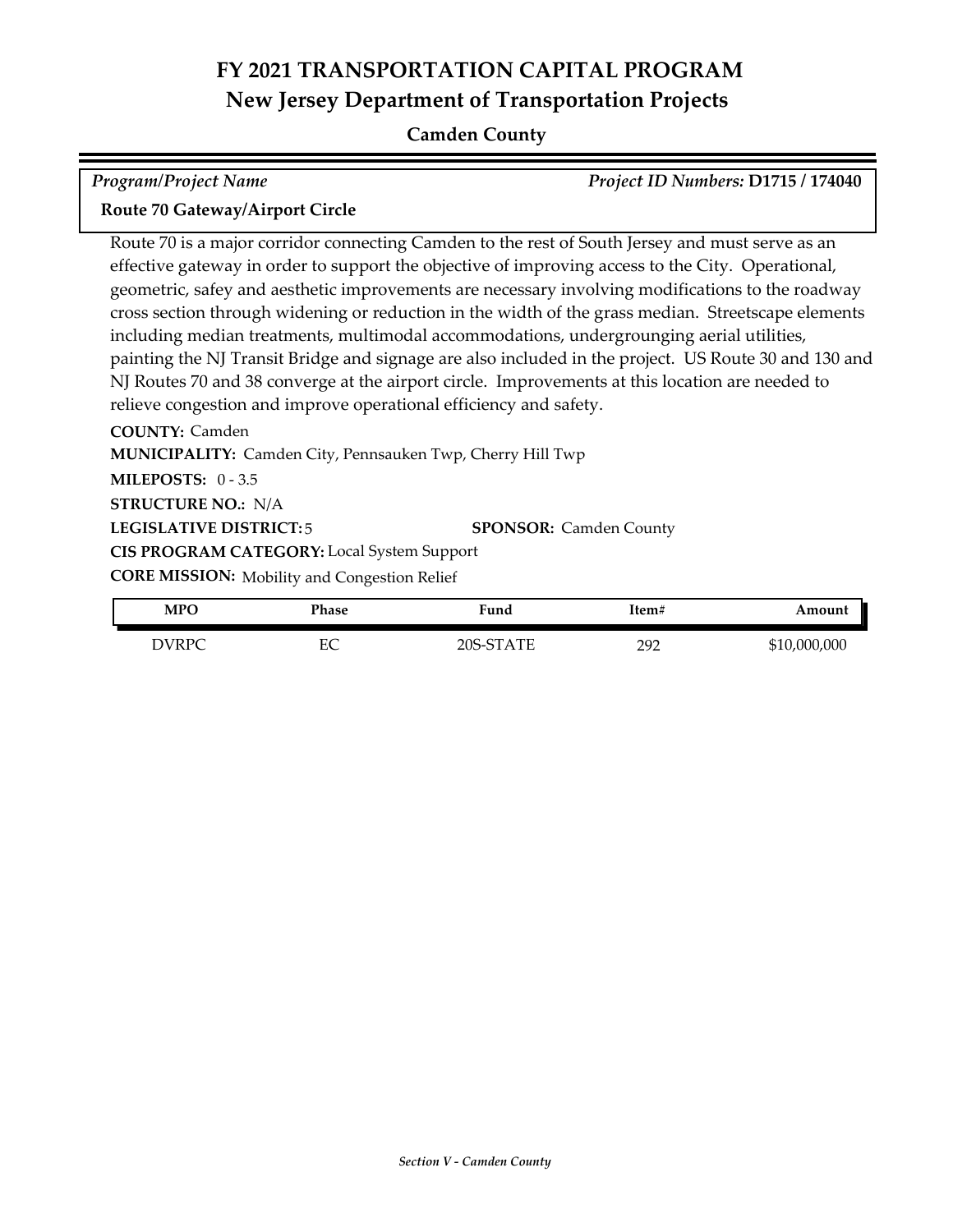# FY 2021 TRANSPORTATION CAPITAL PROGRAM
## New Jersey Department of Transportation Projects
### Camden County

*Program/Project Name* — *Project ID Numbers:* **D1715 / 174040**

**Route 70 Gateway/Airport Circle**

Route 70 is a major corridor connecting Camden to the rest of South Jersey and must serve as an effective gateway in order to support the objective of improving access to the City. Operational, geometric, safey and aesthetic improvements are necessary involving modifications to the roadway cross section through widening or reduction in the width of the grass median. Streetscape elements including median treatments, multimodal accommodations, undergrounging aerial utilities, painting the NJ Transit Bridge and signage are also included in the project. US Route 30 and 130 and NJ Routes 70 and 38 converge at the airport circle. Improvements at this location are needed to relieve congestion and improve operational efficiency and safety.

**COUNTY:** Camden

**MUNICIPALITY:** Camden City, Pennsauken Twp, Cherry Hill Twp

**MILEPOSTS:** 0 - 3.5

**STRUCTURE NO.:** N/A

**LEGISLATIVE DISTRICT:** 5 **SPONSOR:** Camden County

**CIS PROGRAM CATEGORY:** Local System Support

**CORE MISSION:** Mobility and Congestion Relief

| MPO | Phase | Fund | Item# | Amount |
|---|---|---|---|---|
| DVRPC | EC | 20S-STATE | 292 | $10,000,000 |

*Section V - Camden County*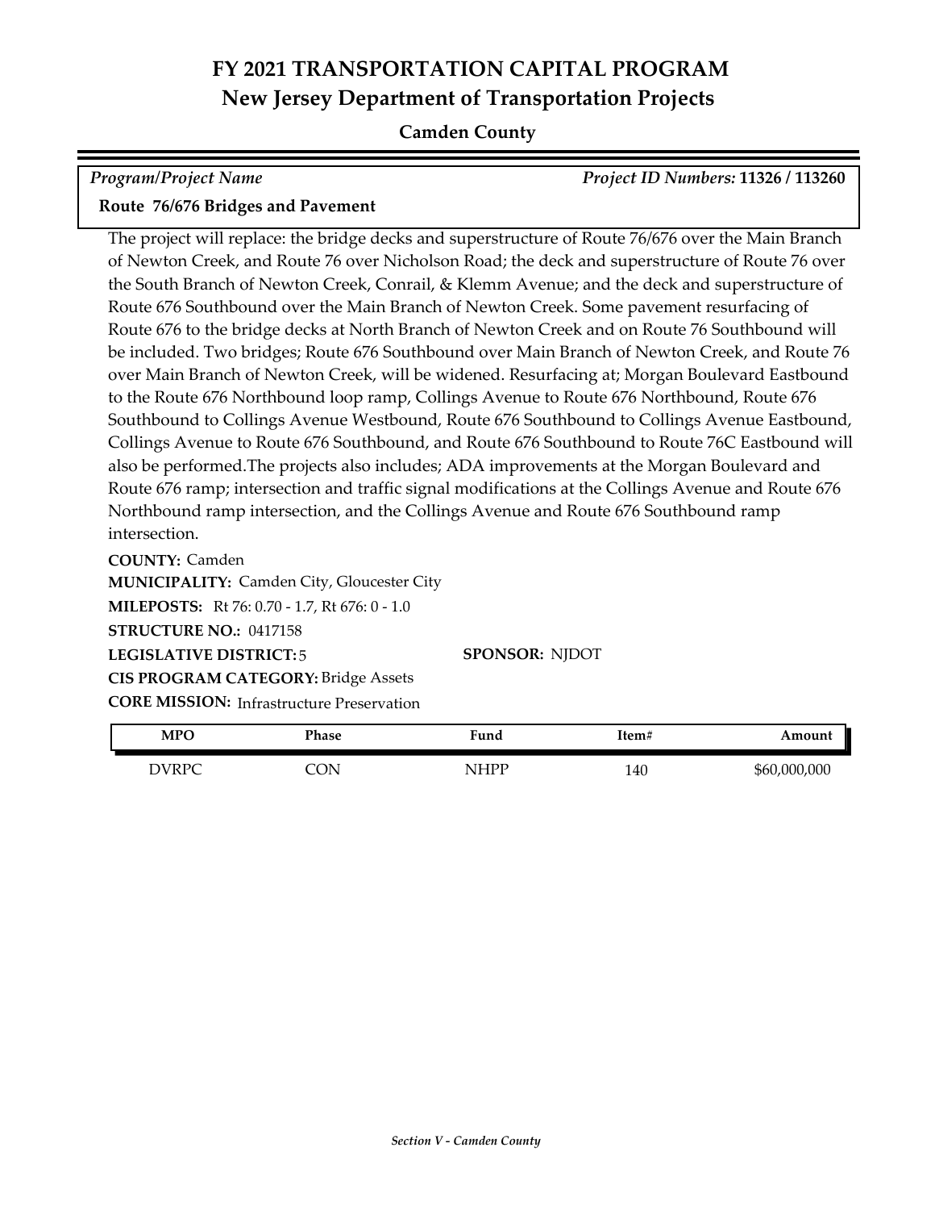# FY 2021 TRANSPORTATION CAPITAL PROGRAM
## New Jersey Department of Transportation Projects

**Camden County**

*Program/Project Name* *Project ID Numbers:* **11326 / 113260**

**Route 76/676 Bridges and Pavement**

The project will replace: the bridge decks and superstructure of Route 76/676 over the Main Branch of Newton Creek, and Route 76 over Nicholson Road; the deck and superstructure of Route 76 over the South Branch of Newton Creek, Conrail, & Klemm Avenue; and the deck and superstructure of Route 676 Southbound over the Main Branch of Newton Creek. Some pavement resurfacing of Route 676 to the bridge decks at North Branch of Newton Creek and on Route 76 Southbound will be included. Two bridges; Route 676 Southbound over Main Branch of Newton Creek, and Route 76 over Main Branch of Newton Creek, will be widened. Resurfacing at; Morgan Boulevard Eastbound to the Route 676 Northbound loop ramp, Collings Avenue to Route 676 Northbound, Route 676 Southbound to Collings Avenue Westbound, Route 676 Southbound to Collings Avenue Eastbound, Collings Avenue to Route 676 Southbound, and Route 676 Southbound to Route 76C Eastbound will also be performed.The projects also includes; ADA improvements at the Morgan Boulevard and Route 676 ramp; intersection and traffic signal modifications at the Collings Avenue and Route 676 Northbound ramp intersection, and the Collings Avenue and Route 676 Southbound ramp intersection.

**COUNTY:** Camden
**MUNICIPALITY:** Camden City, Gloucester City
**MILEPOSTS:** Rt 76: 0.70 - 1.7, Rt 676: 0 - 1.0
**STRUCTURE NO.:** 0417158
**LEGISLATIVE DISTRICT:** 5
**SPONSOR:** NJDOT
**CIS PROGRAM CATEGORY:** Bridge Assets
**CORE MISSION:** Infrastructure Preservation

| MPO | Phase | Fund | Item# | Amount |
|---|---|---|---|---|
| DVRPC | CON | NHPP | 140 | $60,000,000 |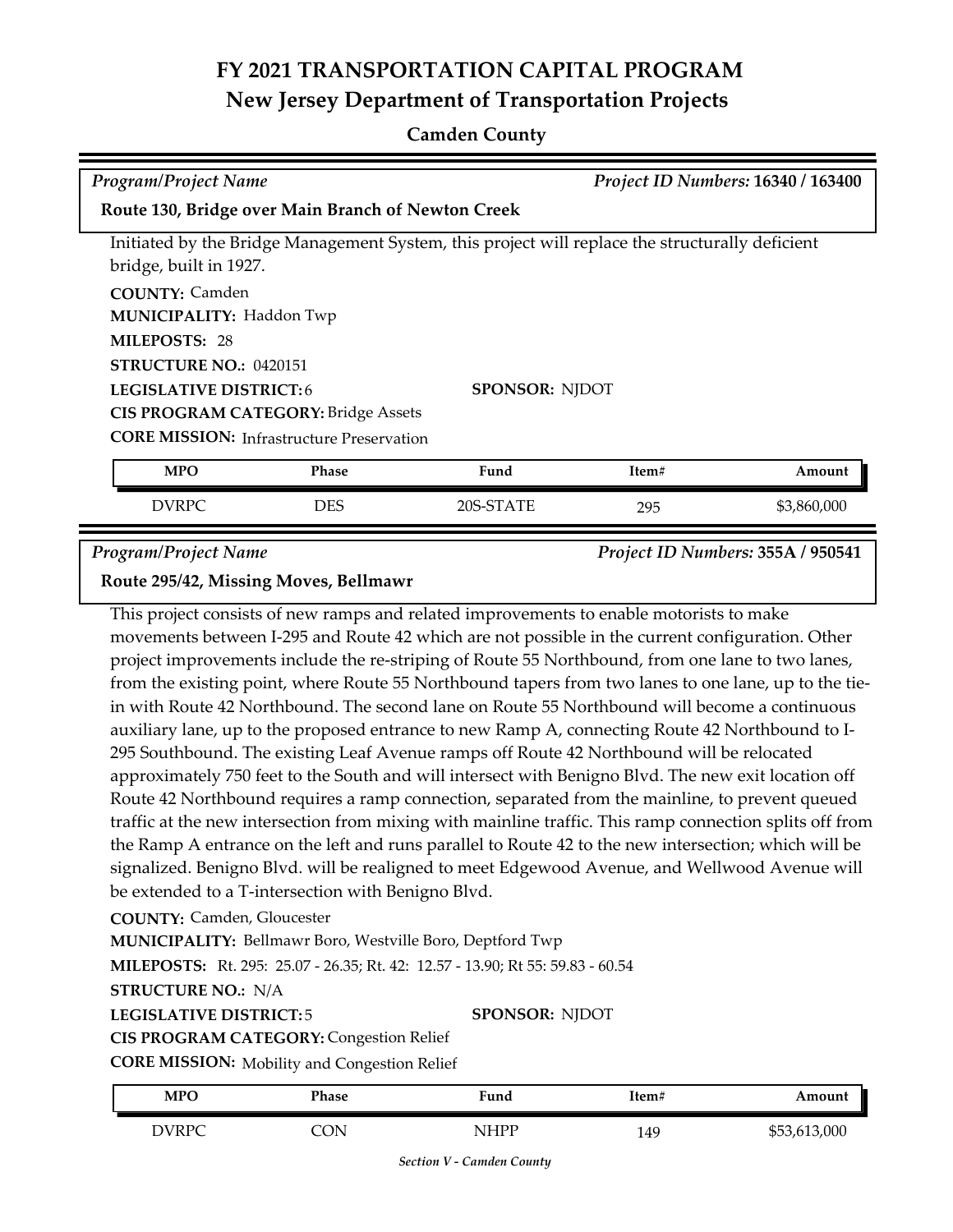# FY 2021 TRANSPORTATION CAPITAL PROGRAM

## New Jersey Department of Transportation Projects

### Camden County

*Program/Project Name* — *Project ID Numbers:* **16340 / 163400**

**Route 130, Bridge over Main Branch of Newton Creek**

Initiated by the Bridge Management System, this project will replace the structurally deficient bridge, built in 1927.

**COUNTY:** Camden
**MUNICIPALITY:** Haddon Twp
**MILEPOSTS:** 28
**STRUCTURE NO.:** 0420151
**LEGISLATIVE DISTRICT:** 6
**SPONSOR:** NJDOT
**CIS PROGRAM CATEGORY:** Bridge Assets
**CORE MISSION:** Infrastructure Preservation

| MPO | Phase | Fund | Item# | Amount |
|---|---|---|---|---|
| DVRPC | DES | 20S-STATE | 295 | $3,860,000 |

*Program/Project Name* — *Project ID Numbers:* **355A / 950541**

**Route 295/42, Missing Moves, Bellmawr**

This project consists of new ramps and related improvements to enable motorists to make movements between I-295 and Route 42 which are not possible in the current configuration. Other project improvements include the re-striping of Route 55 Northbound, from one lane to two lanes, from the existing point, where Route 55 Northbound tapers from two lanes to one lane, up to the tie-in with Route 42 Northbound. The second lane on Route 55 Northbound will become a continuous auxiliary lane, up to the proposed entrance to new Ramp A, connecting Route 42 Northbound to I-295 Southbound. The existing Leaf Avenue ramps off Route 42 Northbound will be relocated approximately 750 feet to the South and will intersect with Benigno Blvd. The new exit location off Route 42 Northbound requires a ramp connection, separated from the mainline, to prevent queued traffic at the new intersection from mixing with mainline traffic. This ramp connection splits off from the Ramp A entrance on the left and runs parallel to Route 42 to the new intersection; which will be signalized. Benigno Blvd. will be realigned to meet Edgewood Avenue, and Wellwood Avenue will be extended to a T-intersection with Benigno Blvd.

**COUNTY:** Camden, Gloucester
**MUNICIPALITY:** Bellmawr Boro, Westville Boro, Deptford Twp
**MILEPOSTS:** Rt. 295: 25.07 - 26.35; Rt. 42: 12.57 - 13.90; Rt 55: 59.83 - 60.54
**STRUCTURE NO.:** N/A
**LEGISLATIVE DISTRICT:** 5
**SPONSOR:** NJDOT
**CIS PROGRAM CATEGORY:** Congestion Relief
**CORE MISSION:** Mobility and Congestion Relief

| MPO | Phase | Fund | Item# | Amount |
|---|---|---|---|---|
| DVRPC | CON | NHPP | 149 | $53,613,000 |